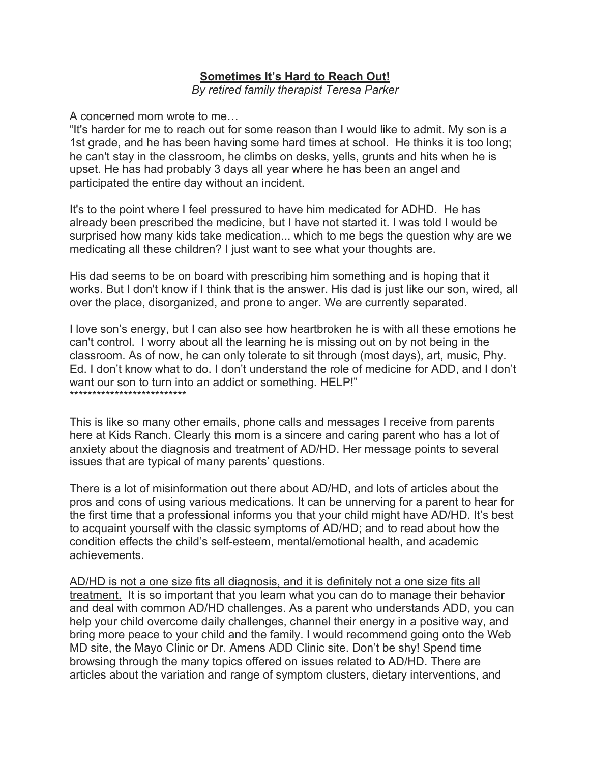**Sometimes It's Hard to Reach Out!**

*By retired family therapist Teresa Parker*

A concerned mom wrote to me…

"It's harder for me to reach out for some reason than I would like to admit. My son is a 1st grade, and he has been having some hard times at school. He thinks it is too long; he can't stay in the classroom, he climbs on desks, yells, grunts and hits when he is upset. He has had probably 3 days all year where he has been an angel and participated the entire day without an incident.

It's to the point where I feel pressured to have him medicated for ADHD. He has already been prescribed the medicine, but I have not started it. I was told I would be surprised how many kids take medication... which to me begs the question why are we medicating all these children? I just want to see what your thoughts are.

His dad seems to be on board with prescribing him something and is hoping that it works. But I don't know if I think that is the answer. His dad is just like our son, wired, all over the place, disorganized, and prone to anger. We are currently separated.

I love son's energy, but I can also see how heartbroken he is with all these emotions he can't control. I worry about all the learning he is missing out on by not being in the classroom. As of now, he can only tolerate to sit through (most days), art, music, Phy. Ed. I don't know what to do. I don't understand the role of medicine for ADD, and I don't want our son to turn into an addict or something. HELP!"

**************************

This is like so many other emails, phone calls and messages I receive from parents here at Kids Ranch. Clearly this mom is a sincere and caring parent who has a lot of anxiety about the diagnosis and treatment of AD/HD. Her message points to several issues that are typical of many parents' questions.

There is a lot of misinformation out there about AD/HD, and lots of articles about the pros and cons of using various medications. It can be unnerving for a parent to hear for the first time that a professional informs you that your child might have AD/HD. It's best to acquaint yourself with the classic symptoms of AD/HD; and to read about how the condition effects the child's self-esteem, mental/emotional health, and academic achievements.

<u>AD/HD is not a one size fits all diagnosis, and it is definitely not a one size fits all treatment.</u> It is so important that you learn what you can do to manage their behavior and deal with common AD/HD challenges. As a parent who understands ADD, you can help your child overcome daily challenges, channel their energy in a positive way, and bring more peace to your child and the family. I would recommend going onto the Web MD site, the Mayo Clinic or Dr. Amens ADD Clinic site. Don't be shy! Spend time browsing through the many topics offered on issues related to AD/HD. There are articles about the variation and range of symptom clusters, dietary interventions, and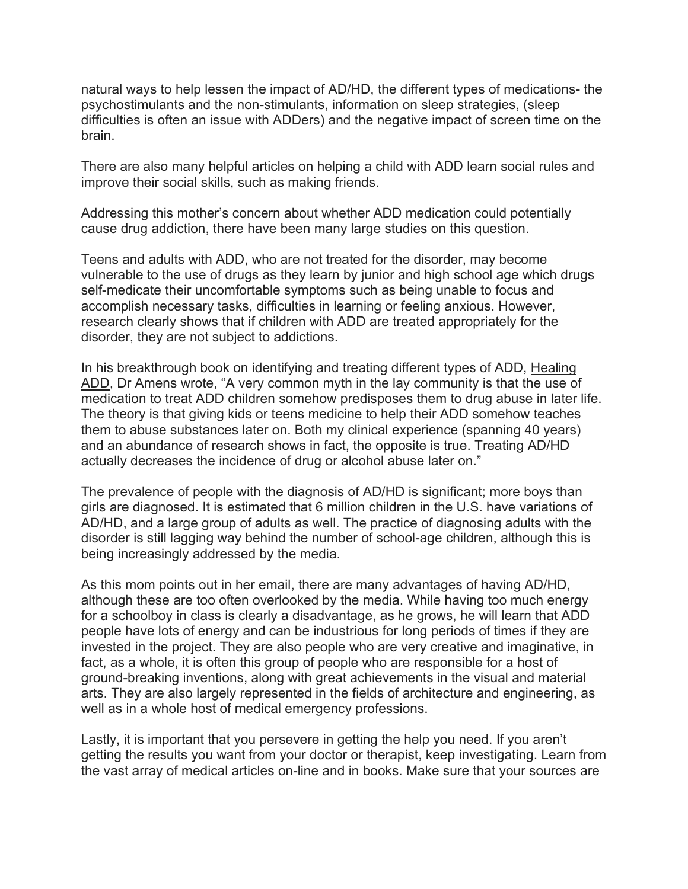natural ways to help lessen the impact of AD/HD, the different types of medications- the psychostimulants and the non-stimulants, information on sleep strategies, (sleep difficulties is often an issue with ADDers) and the negative impact of screen time on the brain.

There are also many helpful articles on helping a child with ADD learn social rules and improve their social skills, such as making friends.

Addressing this mother's concern about whether ADD medication could potentially cause drug addiction, there have been many large studies on this question.

Teens and adults with ADD, who are not treated for the disorder, may become vulnerable to the use of drugs as they learn by junior and high school age which drugs self-medicate their uncomfortable symptoms such as being unable to focus and accomplish necessary tasks, difficulties in learning or feeling anxious. However, research clearly shows that if children with ADD are treated appropriately for the disorder, they are not subject to addictions.

In his breakthrough book on identifying and treating different types of ADD, Healing ADD, Dr Amens wrote, "A very common myth in the lay community is that the use of medication to treat ADD children somehow predisposes them to drug abuse in later life. The theory is that giving kids or teens medicine to help their ADD somehow teaches them to abuse substances later on. Both my clinical experience (spanning 40 years) and an abundance of research shows in fact, the opposite is true. Treating AD/HD actually decreases the incidence of drug or alcohol abuse later on."

The prevalence of people with the diagnosis of AD/HD is significant; more boys than girls are diagnosed. It is estimated that 6 million children in the U.S. have variations of AD/HD, and a large group of adults as well. The practice of diagnosing adults with the disorder is still lagging way behind the number of school-age children, although this is being increasingly addressed by the media.

As this mom points out in her email, there are many advantages of having AD/HD, although these are too often overlooked by the media. While having too much energy for a schoolboy in class is clearly a disadvantage, as he grows, he will learn that ADD people have lots of energy and can be industrious for long periods of times if they are invested in the project. They are also people who are very creative and imaginative, in fact, as a whole, it is often this group of people who are responsible for a host of ground-breaking inventions, along with great achievements in the visual and material arts. They are also largely represented in the fields of architecture and engineering, as well as in a whole host of medical emergency professions.

Lastly, it is important that you persevere in getting the help you need. If you aren't getting the results you want from your doctor or therapist, keep investigating. Learn from the vast array of medical articles on-line and in books. Make sure that your sources are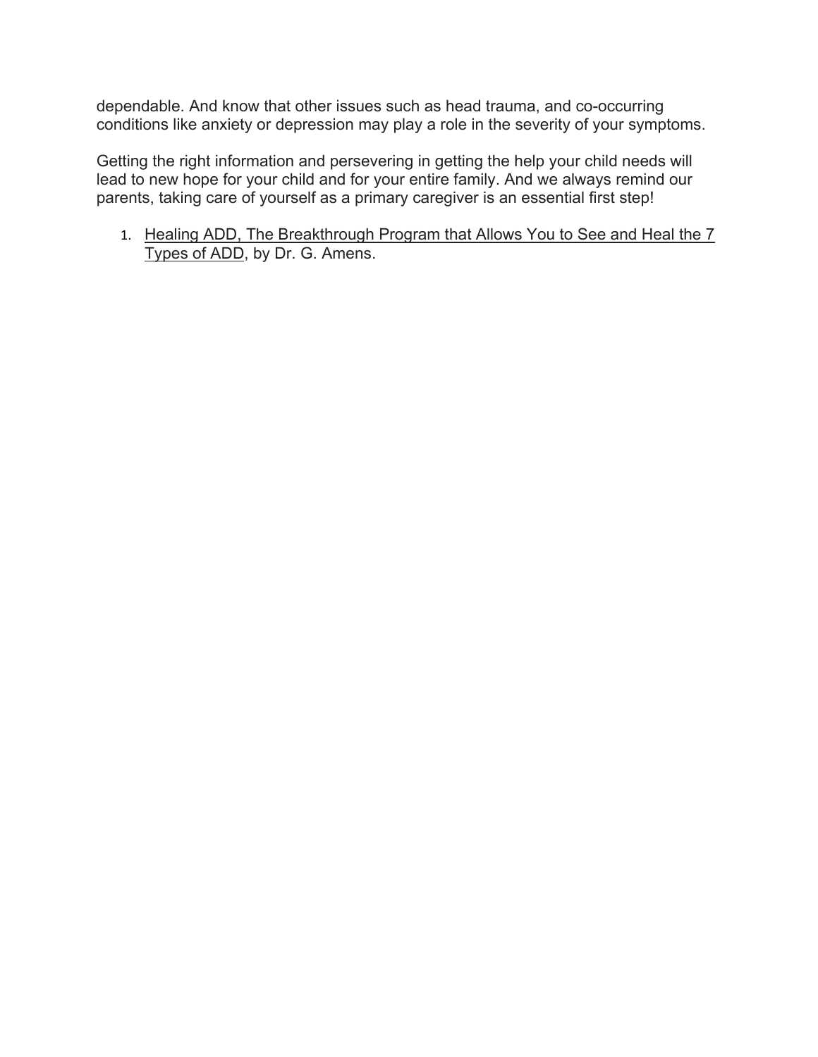dependable. And know that other issues such as head trauma, and co-occurring conditions like anxiety or depression may play a role in the severity of your symptoms.

Getting the right information and persevering in getting the help your child needs will lead to new hope for your child and for your entire family. And we always remind our parents, taking care of yourself as a primary caregiver is an essential first step!

1. Healing ADD, The Breakthrough Program that Allows You to See and Heal the 7 Types of ADD, by Dr. G. Amens.